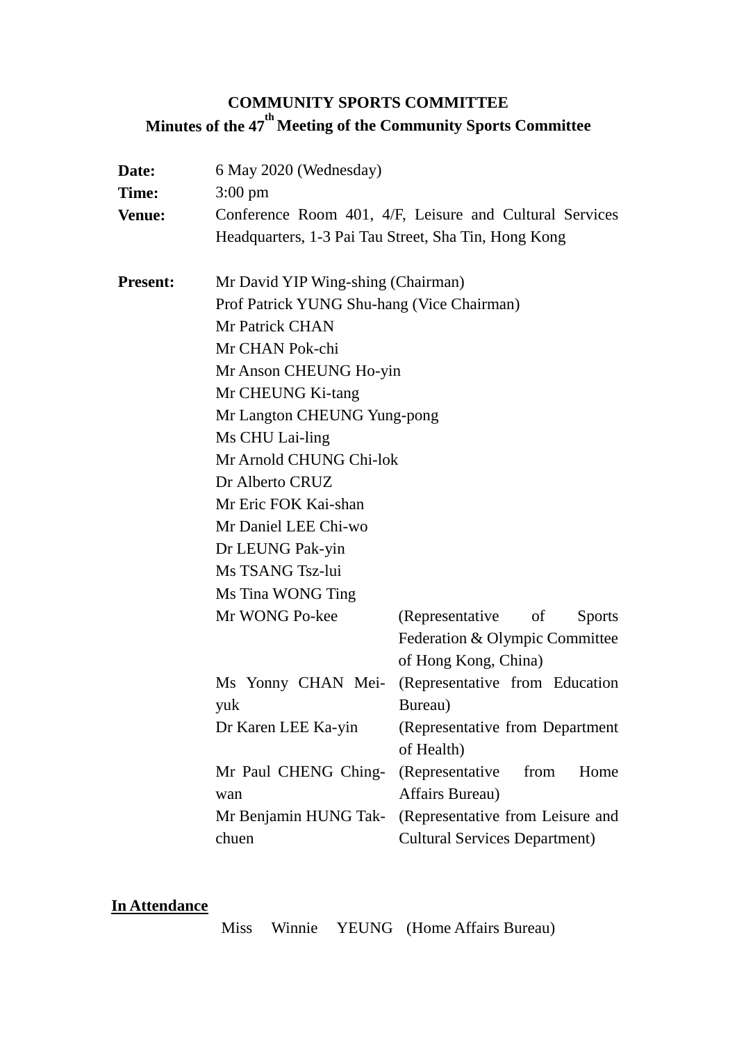# COMMUNITY SPORTS COMMITTEE

## Minutes of the 47th Meeting of the Community Sports Committee

**Date:** 6 May 2020 (Wednesday)

**Time:** 3:00 pm

**Venue:** Conference Room 401, 4/F, Leisure and Cultural Services Headquarters, 1-3 Pai Tau Street, Sha Tin, Hong Kong

**Present:**

Mr David YIP Wing-shing (Chairman)
Prof Patrick YUNG Shu-hang (Vice Chairman)
Mr Patrick CHAN
Mr CHAN Pok-chi
Mr Anson CHEUNG Ho-yin
Mr CHEUNG Ki-tang
Mr Langton CHEUNG Yung-pong
Ms CHU Lai-ling
Mr Arnold CHUNG Chi-lok
Dr Alberto CRUZ
Mr Eric FOK Kai-shan
Mr Daniel LEE Chi-wo
Dr LEUNG Pak-yin
Ms TSANG Tsz-lui
Ms Tina WONG Ting
Mr WONG Po-kee (Representative of Sports Federation & Olympic Committee of Hong Kong, China)
Ms Yonny CHAN Mei-yuk (Representative from Education Bureau)
Dr Karen LEE Ka-yin (Representative from Department of Health)
Mr Paul CHENG Ching-wan (Representative from Home Affairs Bureau)
Mr Benjamin HUNG Tak-chuen (Representative from Leisure and Cultural Services Department)

**In Attendance**

Miss Winnie YEUNG (Home Affairs Bureau)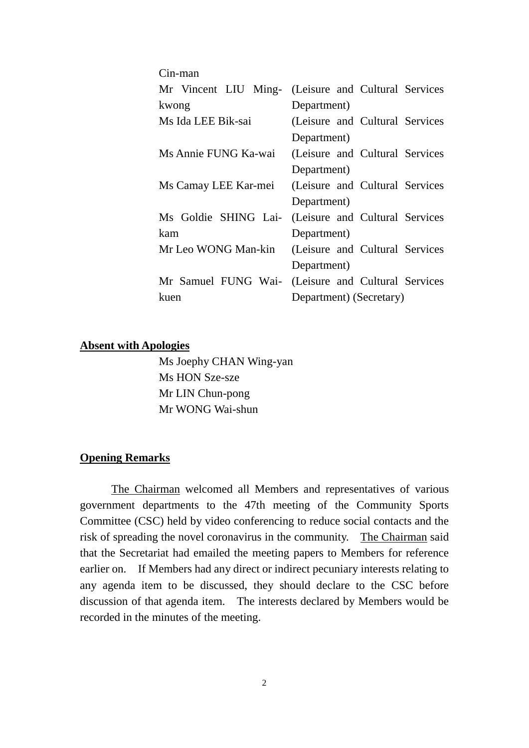| | |
|---|---|
| Cin-man | |
| Mr Vincent LIU Ming-kwong | (Leisure and Cultural Services Department) |
| Ms Ida LEE Bik-sai | (Leisure and Cultural Services Department) |
| Ms Annie FUNG Ka-wai | (Leisure and Cultural Services Department) |
| Ms Camay LEE Kar-mei | (Leisure and Cultural Services Department) |
| Ms Goldie SHING Lai-kam | (Leisure and Cultural Services Department) |
| Mr Leo WONG Man-kin | (Leisure and Cultural Services Department) |
| Mr Samuel FUNG Wai-kuen | (Leisure and Cultural Services Department) (Secretary) |

**Absent with Apologies**

Ms Joephy CHAN Wing-yan
Ms HON Sze-sze
Mr LIN Chun-pong
Mr WONG Wai-shun

**Opening Remarks**

The Chairman welcomed all Members and representatives of various government departments to the 47th meeting of the Community Sports Committee (CSC) held by video conferencing to reduce social contacts and the risk of spreading the novel coronavirus in the community. The Chairman said that the Secretariat had emailed the meeting papers to Members for reference earlier on. If Members had any direct or indirect pecuniary interests relating to any agenda item to be discussed, they should declare to the CSC before discussion of that agenda item. The interests declared by Members would be recorded in the minutes of the meeting.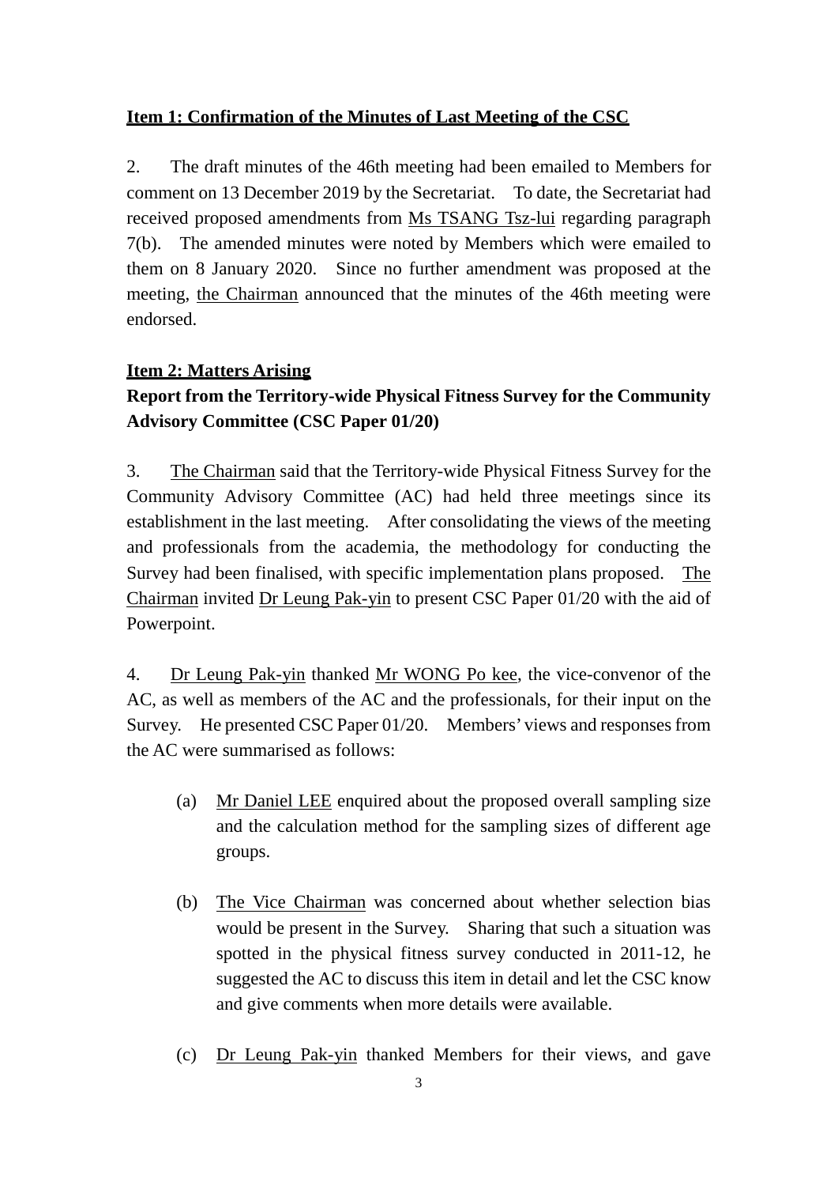**Item 1: Confirmation of the Minutes of Last Meeting of the CSC**

2. The draft minutes of the 46th meeting had been emailed to Members for comment on 13 December 2019 by the Secretariat. To date, the Secretariat had received proposed amendments from Ms TSANG Tsz-lui regarding paragraph 7(b). The amended minutes were noted by Members which were emailed to them on 8 January 2020. Since no further amendment was proposed at the meeting, the Chairman announced that the minutes of the 46th meeting were endorsed.

**Item 2: Matters Arising**

**Report from the Territory-wide Physical Fitness Survey for the Community Advisory Committee (CSC Paper 01/20)**

3. The Chairman said that the Territory-wide Physical Fitness Survey for the Community Advisory Committee (AC) had held three meetings since its establishment in the last meeting. After consolidating the views of the meeting and professionals from the academia, the methodology for conducting the Survey had been finalised, with specific implementation plans proposed. The Chairman invited Dr Leung Pak-yin to present CSC Paper 01/20 with the aid of Powerpoint.

4. Dr Leung Pak-yin thanked Mr WONG Po kee, the vice-convenor of the AC, as well as members of the AC and the professionals, for their input on the Survey. He presented CSC Paper 01/20. Members' views and responses from the AC were summarised as follows:

(a) Mr Daniel LEE enquired about the proposed overall sampling size and the calculation method for the sampling sizes of different age groups.

(b) The Vice Chairman was concerned about whether selection bias would be present in the Survey. Sharing that such a situation was spotted in the physical fitness survey conducted in 2011-12, he suggested the AC to discuss this item in detail and let the CSC know and give comments when more details were available.

(c) Dr Leung Pak-yin thanked Members for their views, and gave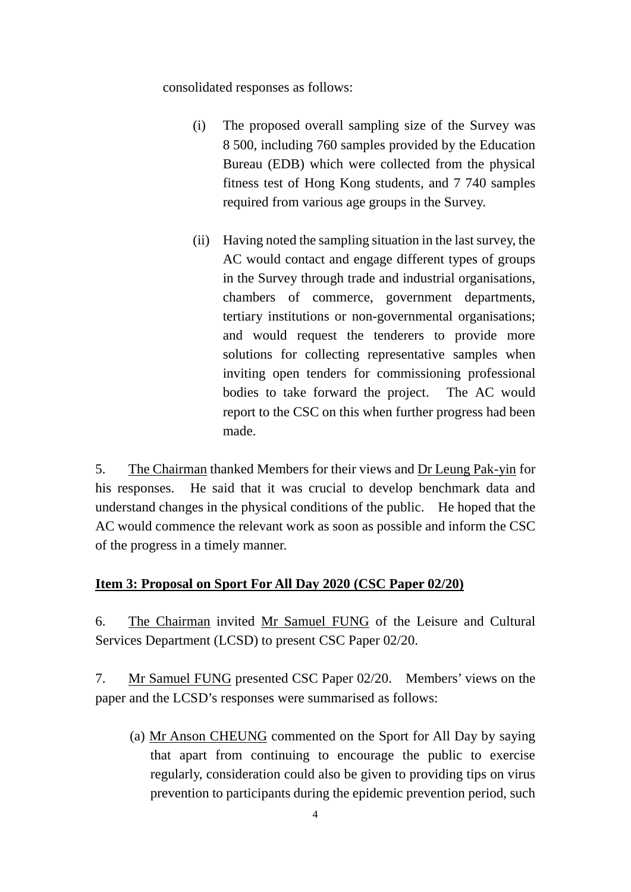consolidated responses as follows:

(i) The proposed overall sampling size of the Survey was 8 500, including 760 samples provided by the Education Bureau (EDB) which were collected from the physical fitness test of Hong Kong students, and 7 740 samples required from various age groups in the Survey.

(ii) Having noted the sampling situation in the last survey, the AC would contact and engage different types of groups in the Survey through trade and industrial organisations, chambers of commerce, government departments, tertiary institutions or non-governmental organisations; and would request the tenderers to provide more solutions for collecting representative samples when inviting open tenders for commissioning professional bodies to take forward the project. The AC would report to the CSC on this when further progress had been made.

5. The Chairman thanked Members for their views and Dr Leung Pak-yin for his responses. He said that it was crucial to develop benchmark data and understand changes in the physical conditions of the public. He hoped that the AC would commence the relevant work as soon as possible and inform the CSC of the progress in a timely manner.

**Item 3: Proposal on Sport For All Day 2020 (CSC Paper 02/20)**

6. The Chairman invited Mr Samuel FUNG of the Leisure and Cultural Services Department (LCSD) to present CSC Paper 02/20.

7. Mr Samuel FUNG presented CSC Paper 02/20. Members' views on the paper and the LCSD's responses were summarised as follows:

(a) Mr Anson CHEUNG commented on the Sport for All Day by saying that apart from continuing to encourage the public to exercise regularly, consideration could also be given to providing tips on virus prevention to participants during the epidemic prevention period, such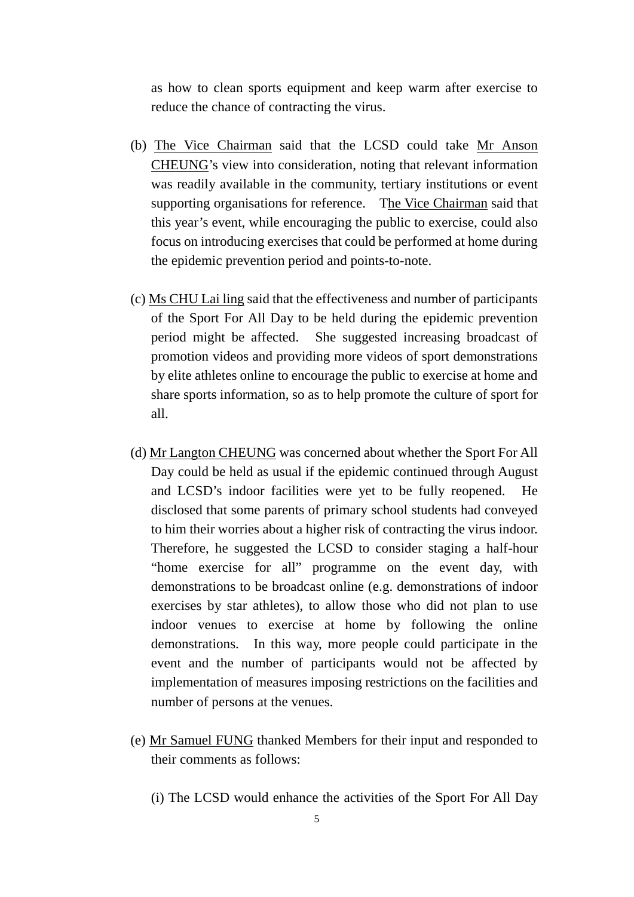as how to clean sports equipment and keep warm after exercise to reduce the chance of contracting the virus.

(b) The Vice Chairman said that the LCSD could take Mr Anson CHEUNG's view into consideration, noting that relevant information was readily available in the community, tertiary institutions or event supporting organisations for reference. The Vice Chairman said that this year's event, while encouraging the public to exercise, could also focus on introducing exercises that could be performed at home during the epidemic prevention period and points-to-note.

(c) Ms CHU Lai ling said that the effectiveness and number of participants of the Sport For All Day to be held during the epidemic prevention period might be affected. She suggested increasing broadcast of promotion videos and providing more videos of sport demonstrations by elite athletes online to encourage the public to exercise at home and share sports information, so as to help promote the culture of sport for all.

(d) Mr Langton CHEUNG was concerned about whether the Sport For All Day could be held as usual if the epidemic continued through August and LCSD's indoor facilities were yet to be fully reopened. He disclosed that some parents of primary school students had conveyed to him their worries about a higher risk of contracting the virus indoor. Therefore, he suggested the LCSD to consider staging a half-hour "home exercise for all" programme on the event day, with demonstrations to be broadcast online (e.g. demonstrations of indoor exercises by star athletes), to allow those who did not plan to use indoor venues to exercise at home by following the online demonstrations. In this way, more people could participate in the event and the number of participants would not be affected by implementation of measures imposing restrictions on the facilities and number of persons at the venues.

(e) Mr Samuel FUNG thanked Members for their input and responded to their comments as follows:

(i) The LCSD would enhance the activities of the Sport For All Day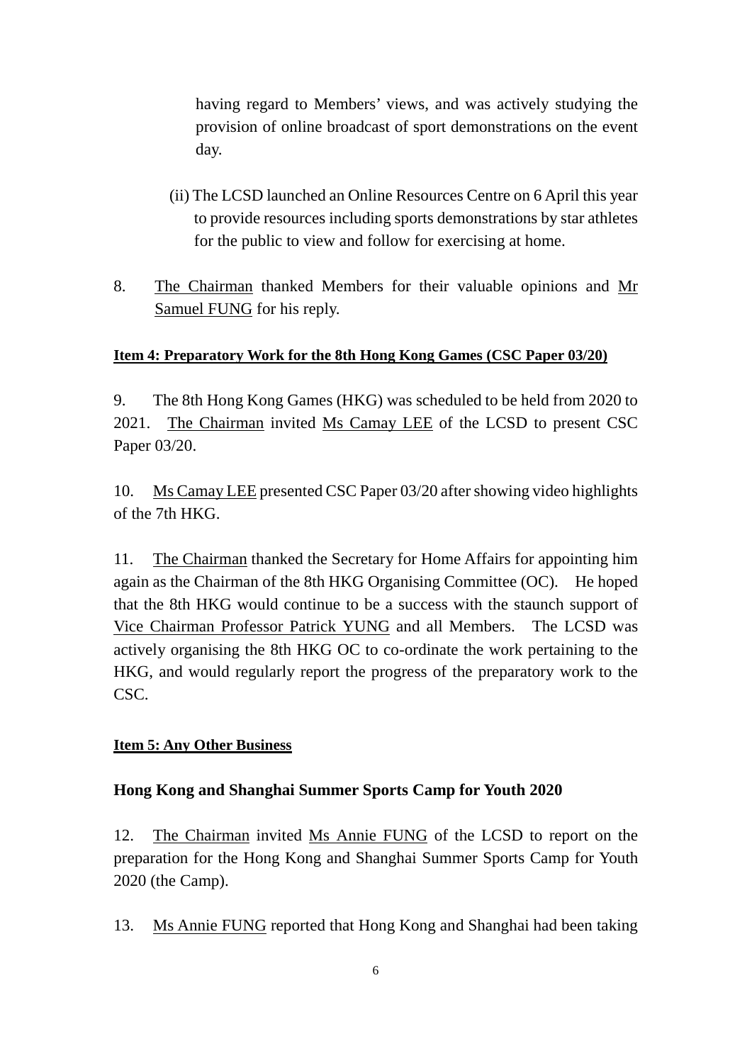having regard to Members' views, and was actively studying the provision of online broadcast of sport demonstrations on the event day.

(ii) The LCSD launched an Online Resources Centre on 6 April this year to provide resources including sports demonstrations by star athletes for the public to view and follow for exercising at home.

8. The Chairman thanked Members for their valuable opinions and Mr Samuel FUNG for his reply.

**Item 4: Preparatory Work for the 8th Hong Kong Games (CSC Paper 03/20)**

9. The 8th Hong Kong Games (HKG) was scheduled to be held from 2020 to 2021. The Chairman invited Ms Camay LEE of the LCSD to present CSC Paper 03/20.

10. Ms Camay LEE presented CSC Paper 03/20 after showing video highlights of the 7th HKG.

11. The Chairman thanked the Secretary for Home Affairs for appointing him again as the Chairman of the 8th HKG Organising Committee (OC). He hoped that the 8th HKG would continue to be a success with the staunch support of Vice Chairman Professor Patrick YUNG and all Members. The LCSD was actively organising the 8th HKG OC to co-ordinate the work pertaining to the HKG, and would regularly report the progress of the preparatory work to the CSC.

**Item 5: Any Other Business**

**Hong Kong and Shanghai Summer Sports Camp for Youth 2020**

12. The Chairman invited Ms Annie FUNG of the LCSD to report on the preparation for the Hong Kong and Shanghai Summer Sports Camp for Youth 2020 (the Camp).

13. Ms Annie FUNG reported that Hong Kong and Shanghai had been taking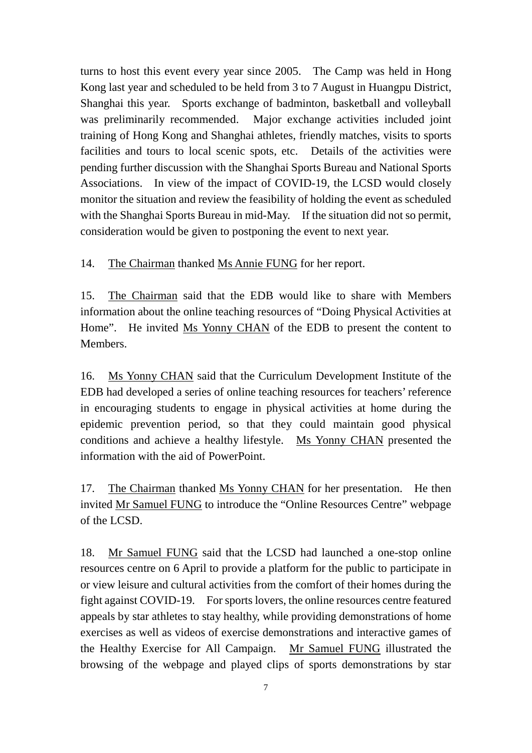turns to host this event every year since 2005. The Camp was held in Hong Kong last year and scheduled to be held from 3 to 7 August in Huangpu District, Shanghai this year. Sports exchange of badminton, basketball and volleyball was preliminarily recommended. Major exchange activities included joint training of Hong Kong and Shanghai athletes, friendly matches, visits to sports facilities and tours to local scenic spots, etc. Details of the activities were pending further discussion with the Shanghai Sports Bureau and National Sports Associations. In view of the impact of COVID-19, the LCSD would closely monitor the situation and review the feasibility of holding the event as scheduled with the Shanghai Sports Bureau in mid-May. If the situation did not so permit, consideration would be given to postponing the event to next year.

14. The Chairman thanked Ms Annie FUNG for her report.

15. The Chairman said that the EDB would like to share with Members information about the online teaching resources of "Doing Physical Activities at Home". He invited Ms Yonny CHAN of the EDB to present the content to Members.

16. Ms Yonny CHAN said that the Curriculum Development Institute of the EDB had developed a series of online teaching resources for teachers' reference in encouraging students to engage in physical activities at home during the epidemic prevention period, so that they could maintain good physical conditions and achieve a healthy lifestyle. Ms Yonny CHAN presented the information with the aid of PowerPoint.

17. The Chairman thanked Ms Yonny CHAN for her presentation. He then invited Mr Samuel FUNG to introduce the "Online Resources Centre" webpage of the LCSD.

18. Mr Samuel FUNG said that the LCSD had launched a one-stop online resources centre on 6 April to provide a platform for the public to participate in or view leisure and cultural activities from the comfort of their homes during the fight against COVID-19. For sports lovers, the online resources centre featured appeals by star athletes to stay healthy, while providing demonstrations of home exercises as well as videos of exercise demonstrations and interactive games of the Healthy Exercise for All Campaign. Mr Samuel FUNG illustrated the browsing of the webpage and played clips of sports demonstrations by star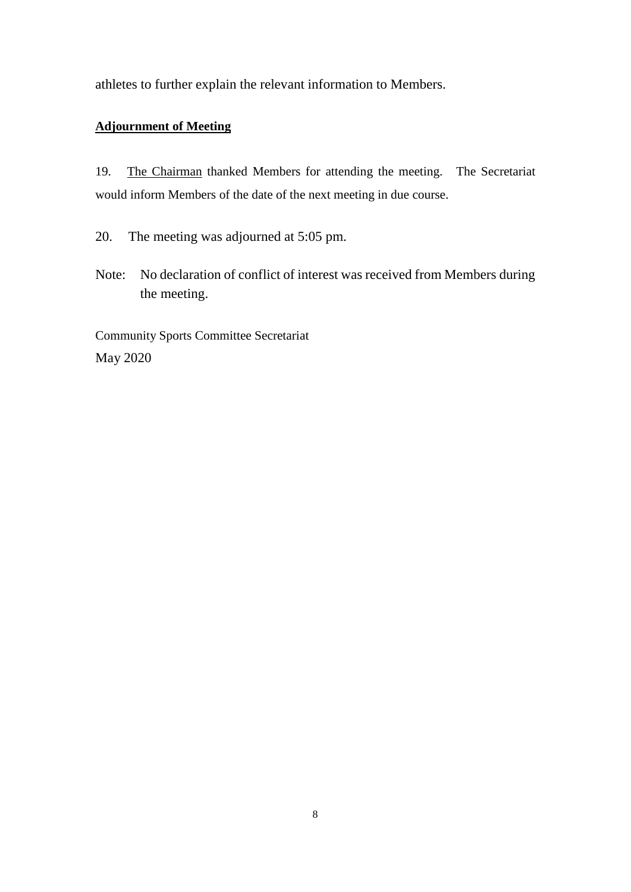athletes to further explain the relevant information to Members.

**Adjournment of Meeting**

19. The Chairman thanked Members for attending the meeting. The Secretariat would inform Members of the date of the next meeting in due course.

20. The meeting was adjourned at 5:05 pm.

Note: No declaration of conflict of interest was received from Members during the meeting.

Community Sports Committee Secretariat
May 2020